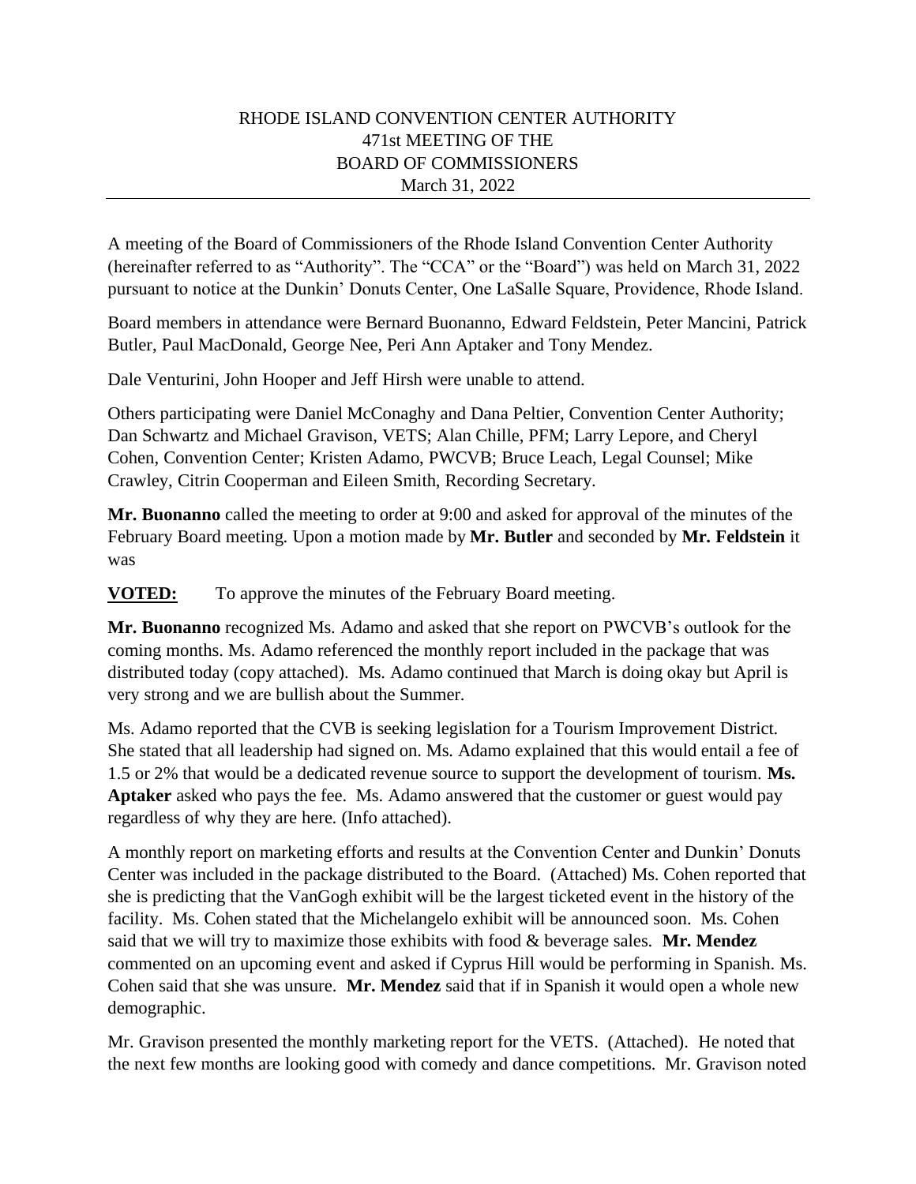RHODE ISLAND CONVENTION CENTER AUTHORITY
471st MEETING OF THE
BOARD OF COMMISSIONERS
March 31, 2022

---

A meeting of the Board of Commissioners of the Rhode Island Convention Center Authority (hereinafter referred to as "Authority". The "CCA" or the "Board") was held on March 31, 2022 pursuant to notice at the Dunkin' Donuts Center, One LaSalle Square, Providence, Rhode Island.

Board members in attendance were Bernard Buonanno, Edward Feldstein, Peter Mancini, Patrick Butler, Paul MacDonald, George Nee, Peri Ann Aptaker and Tony Mendez.

Dale Venturini, John Hooper and Jeff Hirsh were unable to attend.

Others participating were Daniel McConaghy and Dana Peltier, Convention Center Authority; Dan Schwartz and Michael Gravison, VETS; Alan Chille, PFM; Larry Lepore, and Cheryl Cohen, Convention Center; Kristen Adamo, PWCVB; Bruce Leach, Legal Counsel; Mike Crawley, Citrin Cooperman and Eileen Smith, Recording Secretary.

**Mr. Buonanno** called the meeting to order at 9:00 and asked for approval of the minutes of the February Board meeting. Upon a motion made by **Mr. Butler** and seconded by **Mr. Feldstein** it was

**VOTED:** To approve the minutes of the February Board meeting.

**Mr. Buonanno** recognized Ms. Adamo and asked that she report on PWCVB's outlook for the coming months. Ms. Adamo referenced the monthly report included in the package that was distributed today (copy attached). Ms. Adamo continued that March is doing okay but April is very strong and we are bullish about the Summer.

Ms. Adamo reported that the CVB is seeking legislation for a Tourism Improvement District. She stated that all leadership had signed on. Ms. Adamo explained that this would entail a fee of 1.5 or 2% that would be a dedicated revenue source to support the development of tourism. **Ms. Aptaker** asked who pays the fee. Ms. Adamo answered that the customer or guest would pay regardless of why they are here. (Info attached).

A monthly report on marketing efforts and results at the Convention Center and Dunkin' Donuts Center was included in the package distributed to the Board. (Attached) Ms. Cohen reported that she is predicting that the VanGogh exhibit will be the largest ticketed event in the history of the facility. Ms. Cohen stated that the Michelangelo exhibit will be announced soon. Ms. Cohen said that we will try to maximize those exhibits with food & beverage sales. **Mr. Mendez** commented on an upcoming event and asked if Cyprus Hill would be performing in Spanish. Ms. Cohen said that she was unsure. **Mr. Mendez** said that if in Spanish it would open a whole new demographic.

Mr. Gravison presented the monthly marketing report for the VETS. (Attached). He noted that the next few months are looking good with comedy and dance competitions. Mr. Gravison noted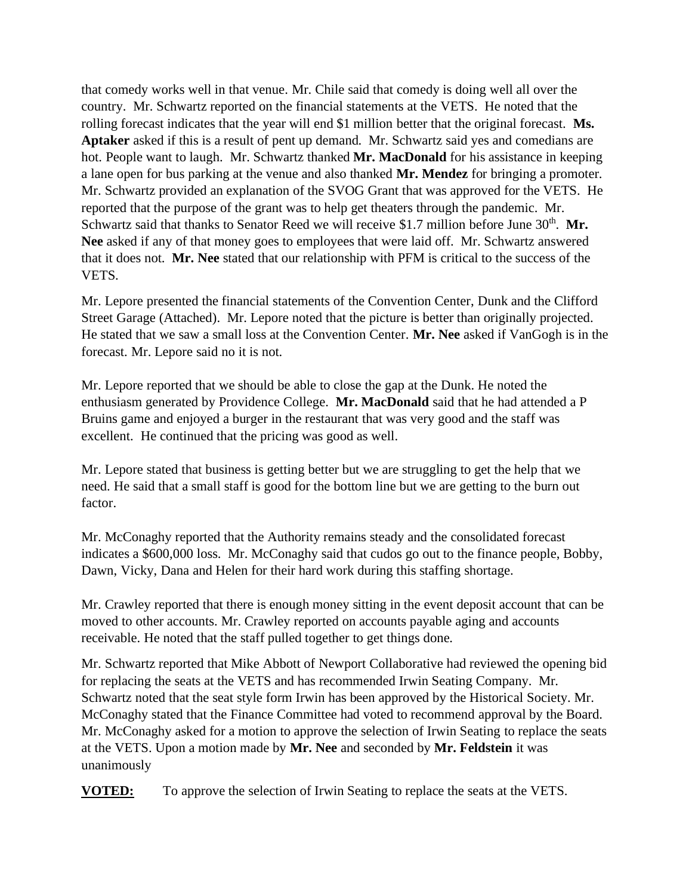that comedy works well in that venue. Mr. Chile said that comedy is doing well all over the country. Mr. Schwartz reported on the financial statements at the VETS. He noted that the rolling forecast indicates that the year will end $1 million better that the original forecast. **Ms. Aptaker** asked if this is a result of pent up demand. Mr. Schwartz said yes and comedians are hot. People want to laugh. Mr. Schwartz thanked **Mr. MacDonald** for his assistance in keeping a lane open for bus parking at the venue and also thanked **Mr. Mendez** for bringing a promoter. Mr. Schwartz provided an explanation of the SVOG Grant that was approved for the VETS. He reported that the purpose of the grant was to help get theaters through the pandemic. Mr. Schwartz said that thanks to Senator Reed we will receive $1.7 million before June 30th. **Mr. Nee** asked if any of that money goes to employees that were laid off. Mr. Schwartz answered that it does not. **Mr. Nee** stated that our relationship with PFM is critical to the success of the VETS.

Mr. Lepore presented the financial statements of the Convention Center, Dunk and the Clifford Street Garage (Attached). Mr. Lepore noted that the picture is better than originally projected. He stated that we saw a small loss at the Convention Center. **Mr. Nee** asked if VanGogh is in the forecast. Mr. Lepore said no it is not.

Mr. Lepore reported that we should be able to close the gap at the Dunk. He noted the enthusiasm generated by Providence College. **Mr. MacDonald** said that he had attended a P Bruins game and enjoyed a burger in the restaurant that was very good and the staff was excellent. He continued that the pricing was good as well.

Mr. Lepore stated that business is getting better but we are struggling to get the help that we need. He said that a small staff is good for the bottom line but we are getting to the burn out factor.

Mr. McConaghy reported that the Authority remains steady and the consolidated forecast indicates a $600,000 loss. Mr. McConaghy said that cudos go out to the finance people, Bobby, Dawn, Vicky, Dana and Helen for their hard work during this staffing shortage.

Mr. Crawley reported that there is enough money sitting in the event deposit account that can be moved to other accounts. Mr. Crawley reported on accounts payable aging and accounts receivable. He noted that the staff pulled together to get things done.

Mr. Schwartz reported that Mike Abbott of Newport Collaborative had reviewed the opening bid for replacing the seats at the VETS and has recommended Irwin Seating Company. Mr. Schwartz noted that the seat style form Irwin has been approved by the Historical Society. Mr. McConaghy stated that the Finance Committee had voted to recommend approval by the Board. Mr. McConaghy asked for a motion to approve the selection of Irwin Seating to replace the seats at the VETS. Upon a motion made by **Mr. Nee** and seconded by **Mr. Feldstein** it was unanimously

**VOTED:** To approve the selection of Irwin Seating to replace the seats at the VETS.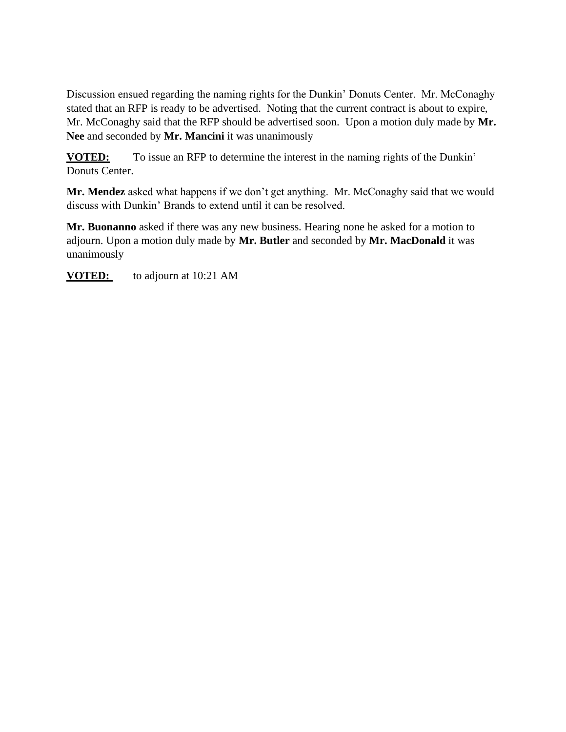Discussion ensued regarding the naming rights for the Dunkin' Donuts Center. Mr. McConaghy stated that an RFP is ready to be advertised. Noting that the current contract is about to expire, Mr. McConaghy said that the RFP should be advertised soon. Upon a motion duly made by **Mr. Nee** and seconded by **Mr. Mancini** it was unanimously

**VOTED:** To issue an RFP to determine the interest in the naming rights of the Dunkin' Donuts Center.

**Mr. Mendez** asked what happens if we don't get anything. Mr. McConaghy said that we would discuss with Dunkin' Brands to extend until it can be resolved.

**Mr. Buonanno** asked if there was any new business. Hearing none he asked for a motion to adjourn. Upon a motion duly made by **Mr. Butler** and seconded by **Mr. MacDonald** it was unanimously

**VOTED:** to adjourn at 10:21 AM